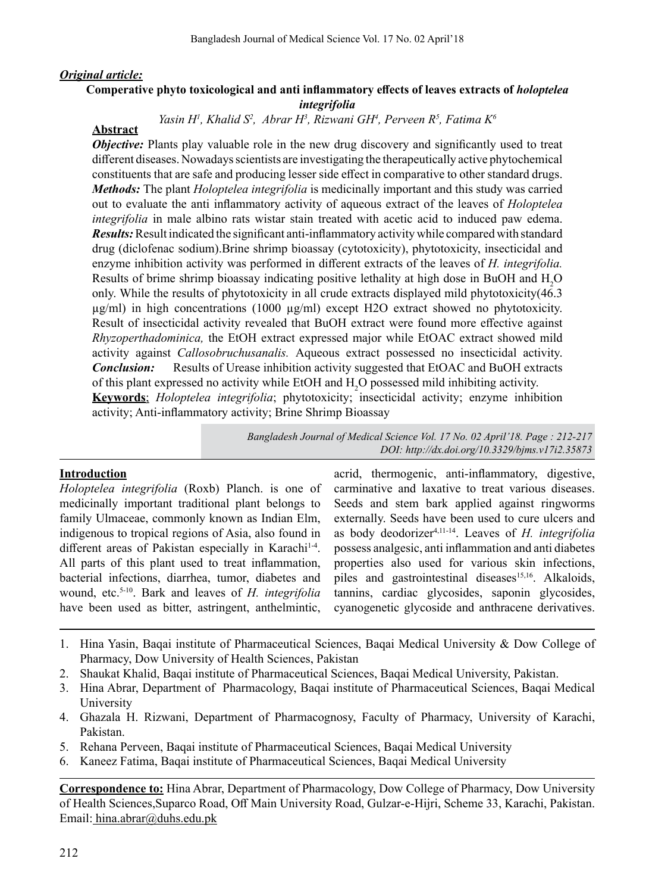***Original article:***

## Comperative phyto toxicological and anti inflammatory effects of leaves extracts of *holoptelea integrifolia*

*Yasin H[1], Khalid S[2], Abrar H[3], Rizwani GH[4], Perveen R[5], Fatima K[6]*

### Abstract

***Objective:*** Plants play valuable role in the new drug discovery and significantly used to treat different diseases. Nowadays scientists are investigating the therapeutically active phytochemical constituents that are safe and producing lesser side effect in comparative to other standard drugs. ***Methods:*** The plant *Holoptelea integrifolia* is medicinally important and this study was carried out to evaluate the anti inflammatory activity of aqueous extract of the leaves of *Holoptelea integrifolia* in male albino rats wistar stain treated with acetic acid to induced paw edema. ***Results:*** Result indicated the significant anti-inflammatory activity while compared with standard drug (diclofenac sodium).Brine shrimp bioassay (cytotoxicity), phytotoxicity, insecticidal and enzyme inhibition activity was performed in different extracts of the leaves of *H. integrifolia.* Results of brime shrimp bioassay indicating positive lethality at high dose in BuOH and $H_2O$ only. While the results of phytotoxicity in all crude extracts displayed mild phytotoxicity(46.3 µg/ml) in high concentrations (1000 µg/ml) except H2O extract showed no phytotoxicity. Result of insecticidal activity revealed that BuOH extract were found more effective against *Rhyzoperthadominica,* the EtOH extract expressed major while EtOAC extract showed mild activity against *Callosobruchusanalis.* Aqueous extract possessed no insecticidal activity. ***Conclusion:*** Results of Urease inhibition activity suggested that EtOAC and BuOH extracts of this plant expressed no activity while EtOH and $H_2O$ possessed mild inhibiting activity.

**Keywords**: *Holoptelea integrifolia*; phytotoxicity; insecticidal activity; enzyme inhibition activity; Anti-inflammatory activity; Brine Shrimp Bioassay

*DOI: http://dx.doi.org/10.3329/bjms.v17i2.35873*

### Introduction

*Holoptelea integrifolia* (Roxb) Planch. is one of medicinally important traditional plant belongs to family Ulmaceae, commonly known as Indian Elm, indigenous to tropical regions of Asia, also found in different areas of Pakistan especially in Karachi[1-4]. All parts of this plant used to treat inflammation, bacterial infections, diarrhea, tumor, diabetes and wound, etc.[5-10]. Bark and leaves of *H. integrifolia* have been used as bitter, astringent, anthelmintic, acrid, thermogenic, anti-inflammatory, digestive, carminative and laxative to treat various diseases. Seeds and stem bark applied against ringworms externally. Seeds have been used to cure ulcers and as body deodorizer[4,11-14]. Leaves of *H. integrifolia* possess analgesic, anti inflammation and anti diabetes properties also used for various skin infections, piles and gastrointestinal diseases[15,16]. Alkaloids, tannins, cardiac glycosides, saponin glycosides, cyanogenetic glycoside and anthracene derivatives.

1. Hina Yasin, Baqai institute of Pharmaceutical Sciences, Baqai Medical University & Dow College of Pharmacy, Dow University of Health Sciences, Pakistan
2. Shaukat Khalid, Baqai institute of Pharmaceutical Sciences, Baqai Medical University, Pakistan.
3. Hina Abrar, Department of Pharmacology, Baqai institute of Pharmaceutical Sciences, Baqai Medical University
4. Ghazala H. Rizwani, Department of Pharmacognosy, Faculty of Pharmacy, University of Karachi, Pakistan.
5. Rehana Perveen, Baqai institute of Pharmaceutical Sciences, Baqai Medical University
6. Kaneez Fatima, Baqai institute of Pharmaceutical Sciences, Baqai Medical University

**Correspondence to:** Hina Abrar, Department of Pharmacology, Dow College of Pharmacy, Dow University of Health Sciences,Suparco Road, Off Main University Road, Gulzar-e-Hijri, Scheme 33, Karachi, Pakistan. Email: hina.abrar@duhs.edu.pk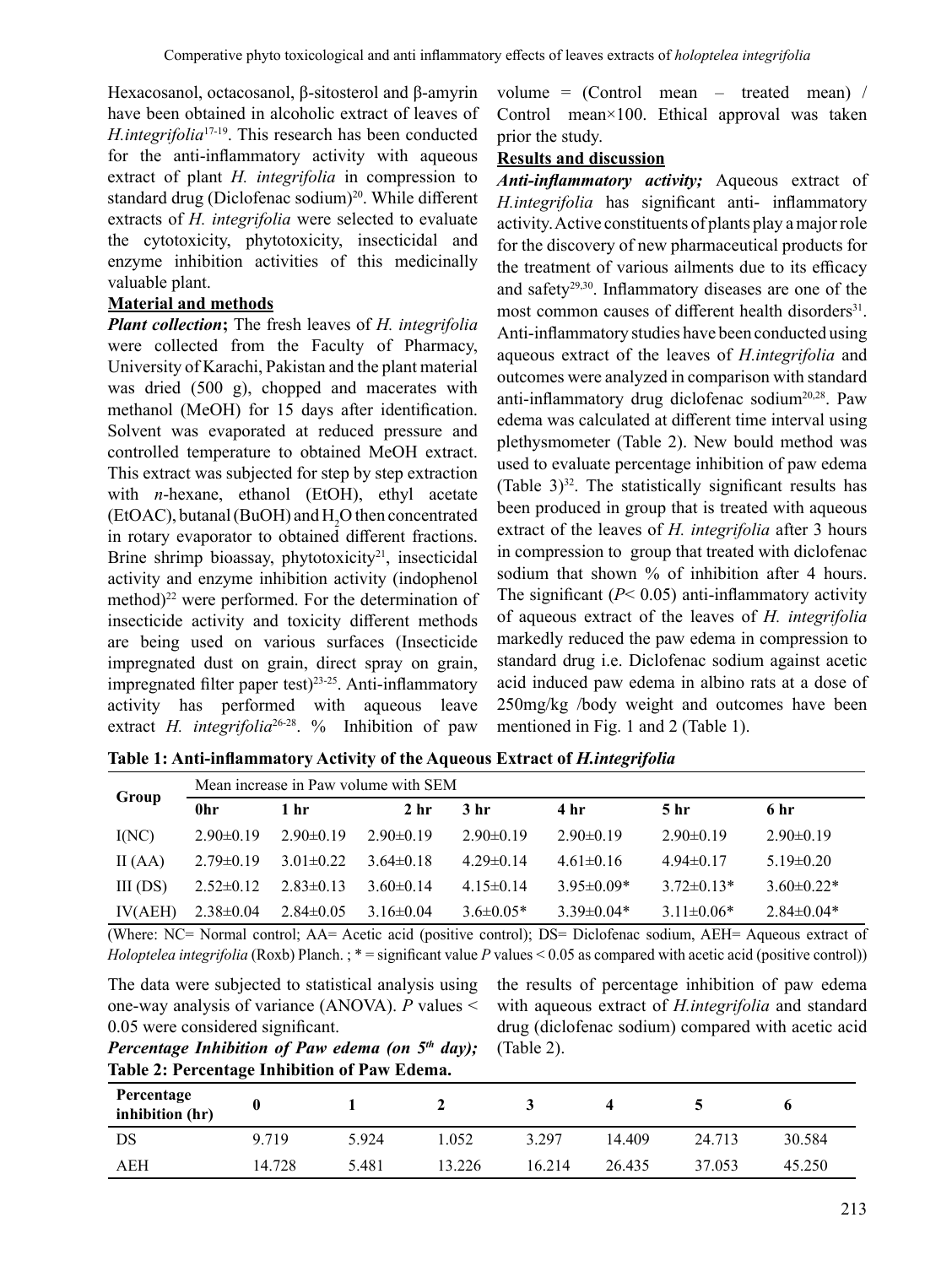Hexacosanol, octacosanol, β-sitosterol and β-amyrin have been obtained in alcoholic extract of leaves of *H.integrifolia*[17-19]. This research has been conducted for the anti-inflammatory activity with aqueous extract of plant *H. integrifolia* in compression to standard drug (Diclofenac sodium)[20]. While different extracts of *H. integrifolia* were selected to evaluate the cytotoxicity, phytotoxicity, insecticidal and enzyme inhibition activities of this medicinally valuable plant.

**Material and methods**

***Plant collection*;** The fresh leaves of *H. integrifolia* were collected from the Faculty of Pharmacy, University of Karachi, Pakistan and the plant material was dried (500 g), chopped and macerates with methanol (MeOH) for 15 days after identification. Solvent was evaporated at reduced pressure and controlled temperature to obtained MeOH extract. This extract was subjected for step by step extraction with *n*-hexane, ethanol (EtOH), ethyl acetate (EtOAC), butanal (BuOH) and $H_2O$ then concentrated in rotary evaporator to obtained different fractions. Brine shrimp bioassay, phytotoxicity[21], insecticidal activity and enzyme inhibition activity (indophenol method)[22] were performed. For the determination of insecticide activity and toxicity different methods are being used on various surfaces (Insecticide impregnated dust on grain, direct spray on grain, impregnated filter paper test)[23-25]. Anti-inflammatory activity has performed with aqueous leave extract *H. integrifolia*[26-28]. % Inhibition of paw volume = (Control mean – treated mean) / Control mean×100. Ethical approval was taken prior the study.

**Results and discussion**

***Anti-inflammatory activity;*** Aqueous extract of *H.integrifolia* has significant anti- inflammatory activity. Active constituents of plants play a major role for the discovery of new pharmaceutical products for the treatment of various ailments due to its efficacy and safety[29,30]. Inflammatory diseases are one of the most common causes of different health disorders[31]. Anti-inflammatory studies have been conducted using aqueous extract of the leaves of *H.integrifolia* and outcomes were analyzed in comparison with standard anti-inflammatory drug diclofenac sodium[20,28]. Paw edema was calculated at different time interval using plethysmometer (Table 2). New bould method was used to evaluate percentage inhibition of paw edema (Table 3)[32]. The statistically significant results has been produced in group that is treated with aqueous extract of the leaves of *H. integrifolia* after 3 hours in compression to group that treated with diclofenac sodium that shown % of inhibition after 4 hours. The significant ($P < 0.05$) anti-inflammatory activity of aqueous extract of the leaves of *H. integrifolia* markedly reduced the paw edema in compression to standard drug i.e. Diclofenac sodium against acetic acid induced paw edema in albino rats at a dose of 250mg/kg /body weight and outcomes have been mentioned in Fig. 1 and 2 (Table 1).

**Table 1: Anti-inflammatory Activity of the Aqueous Extract of *H.integrifolia***

| Group | Mean increase in Paw volume with SEM | | | | | | |
|---|---|---|---|---|---|---|---|
| | **0hr** | **1 hr** | **2 hr** | **3 hr** | **4 hr** | **5 hr** | **6 hr** |
| I(NC) | 2.90±0.19 | 2.90±0.19 | 2.90±0.19 | 2.90±0.19 | 2.90±0.19 | 2.90±0.19 | 2.90±0.19 |
| II (AA) | 2.79±0.19 | 3.01±0.22 | 3.64±0.18 | 4.29±0.14 | 4.61±0.16 | 4.94±0.17 | 5.19±0.20 |
| III (DS) | 2.52±0.12 | 2.83±0.13 | 3.60±0.14 | 4.15±0.14 | 3.95±0.09* | 3.72±0.13* | 3.60±0.22* |
| IV(AEH) | 2.38±0.04 | 2.84±0.05 | 3.16±0.04 | 3.6±0.05* | 3.39±0.04* | 3.11±0.06* | 2.84±0.04* |

(Where: NC= Normal control; AA= Acetic acid (positive control); DS= Diclofenac sodium, AEH= Aqueous extract of *Holoptelea integrifolia* (Roxb) Planch. ; * = significant value *P* values < 0.05 as compared with acetic acid (positive control))

The data were subjected to statistical analysis using one-way analysis of variance (ANOVA). *P* values < 0.05 were considered significant.

***Percentage Inhibition of Paw edema (on 5th day);*** the results of percentage inhibition of paw edema with aqueous extract of *H.integrifolia* and standard drug (diclofenac sodium) compared with acetic acid (Table 2).

**Table 2: Percentage Inhibition of Paw Edema.**

| Percentage inhibition (hr) | 0 | 1 | 2 | 3 | 4 | 5 | 6 |
|---|---|---|---|---|---|---|---|
| DS | 9.719 | 5.924 | 1.052 | 3.297 | 14.409 | 24.713 | 30.584 |
| AEH | 14.728 | 5.481 | 13.226 | 16.214 | 26.435 | 37.053 | 45.250 |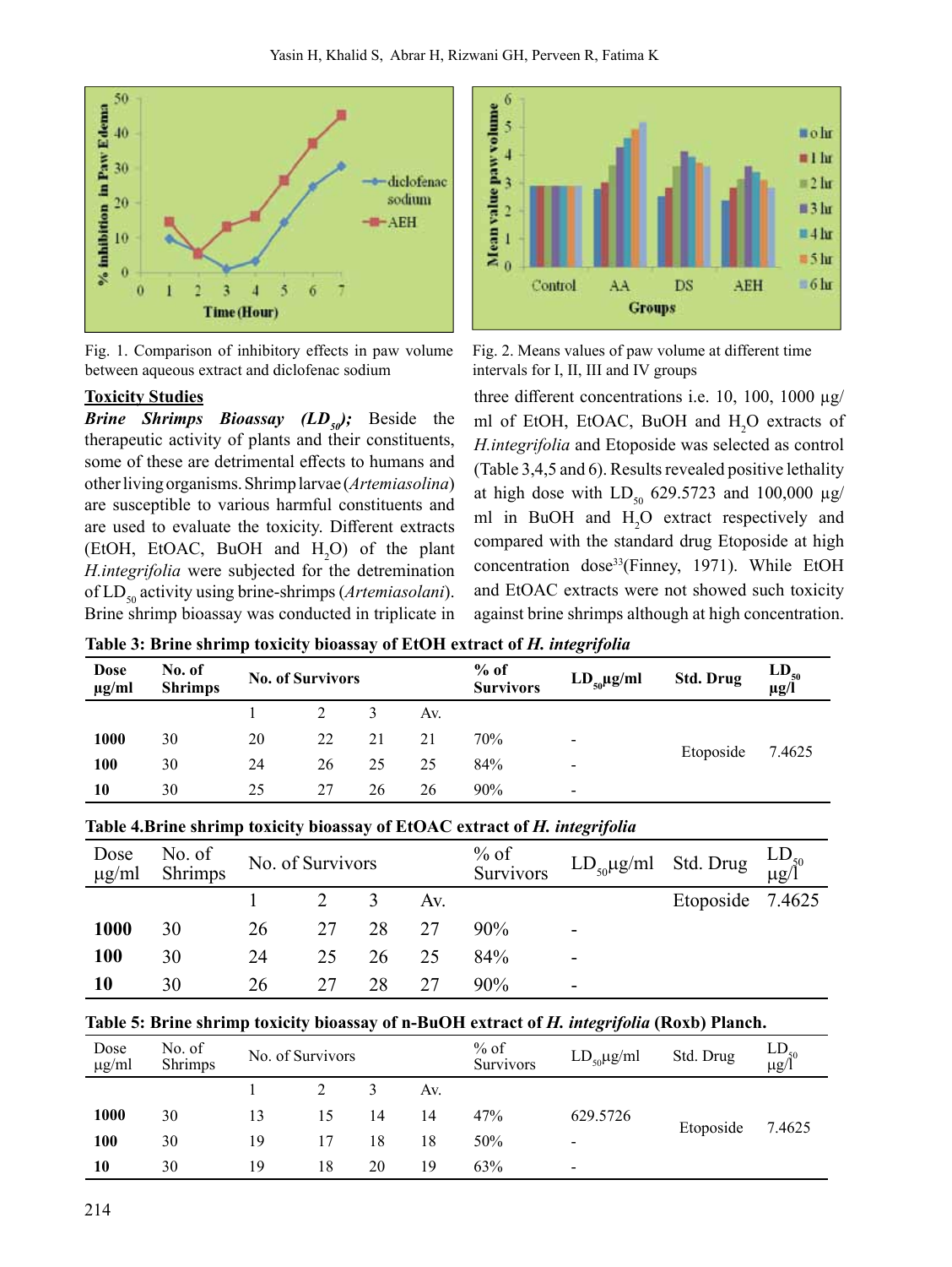Fig. 1. Comparison of inhibitory effects in paw volume between aqueous extract and diclofenac sodium

Fig. 2. Means values of paw volume at different time intervals for I, II, III and IV groups

## Toxicity Studies

***Brine Shrimps Bioassay ($LD_{50}$);*** Beside the therapeutic activity of plants and their constituents, some of these are detrimental effects to humans and other living organisms. Shrimp larvae (*Artemiasolina*) are susceptible to various harmful constituents and are used to evaluate the toxicity. Different extracts (EtOH, EtOAC, BuOH and $H_2O$) of the plant *H.integrifolia* were subjected for the detremination of $LD_{50}$ activity using brine-shrimps (*Artemiasolani*). Brine shrimp bioassay was conducted in triplicate in three different concentrations i.e. 10, 100, 1000 µg/ml of EtOH, EtOAC, BuOH and $H_2O$ extracts of *H.integrifolia* and Etoposide was selected as control (Table 3,4,5 and 6). Results revealed positive lethality at high dose with $LD_{50}$ 629.5723 and 100,000 µg/ml in BuOH and $H_2O$ extract respectively and compared with the standard drug Etoposide at high concentration dose[33](Finney, 1971). While EtOH and EtOAC extracts were not showed such toxicity against brine shrimps although at high concentration.

**Table 3: Brine shrimp toxicity bioassay of EtOH extract of *H. integrifolia***

| Dose µg/ml | No. of Shrimps | No. of Survivors | | | | % of Survivors | $LD_{50}$µg/ml | Std. Drug | $LD_{50}$ µg/l |
|---|---|---|---|---|---|---|---|---|---|
| | | 1 | 2 | 3 | Av. | | | | |
| **1000** | 30 | 20 | 22 | 21 | 21 | 70% | - | Etoposide | 7.4625 |
| **100** | 30 | 24 | 26 | 25 | 25 | 84% | - | | |
| **10** | 30 | 25 | 27 | 26 | 26 | 90% | - | | |

**Table 4.Brine shrimp toxicity bioassay of EtOAC extract of *H. integrifolia***

| Dose µg/ml | No. of Shrimps | No. of Survivors | | | | % of Survivors | $LD_{50}$µg/ml | Std. Drug | $LD_{50}$ µg/l |
|---|---|---|---|---|---|---|---|---|---|
| | | 1 | 2 | 3 | Av. | | | Etoposide | 7.4625 |
| **1000** | 30 | 26 | 27 | 28 | 27 | 90% | - | | |
| **100** | 30 | 24 | 25 | 26 | 25 | 84% | - | | |
| **10** | 30 | 26 | 27 | 28 | 27 | 90% | - | | |

**Table 5: Brine shrimp toxicity bioassay of n-BuOH extract of *H. integrifolia* (Roxb) Planch.**

| Dose µg/ml | No. of Shrimps | No. of Survivors | | | | % of Survivors | $LD_{50}$µg/ml | Std. Drug | $LD_{50}$ µg/l |
|---|---|---|---|---|---|---|---|---|---|
| | | 1 | 2 | 3 | Av. | | | | |
| **1000** | 30 | 13 | 15 | 14 | 14 | 47% | 629.5726 | Etoposide | 7.4625 |
| **100** | 30 | 19 | 17 | 18 | 18 | 50% | - | | |
| **10** | 30 | 19 | 18 | 20 | 19 | 63% | - | | |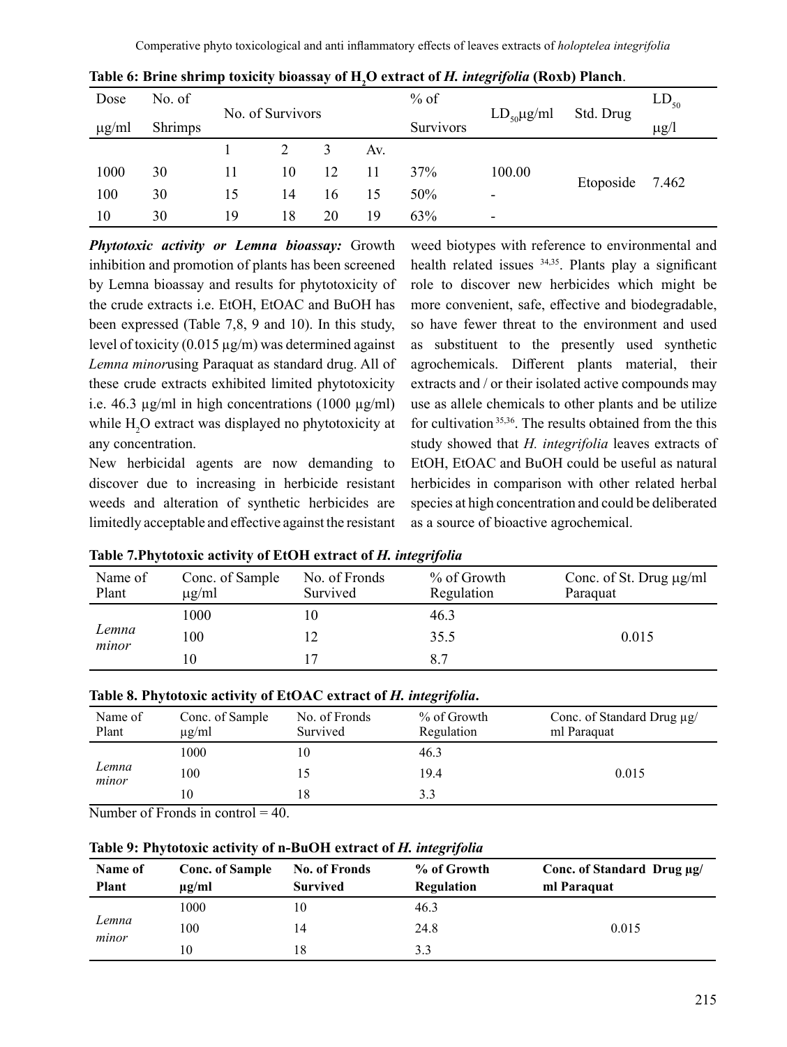**Table 6: Brine shrimp toxicity bioassay of $H_2O$ extract of *H. integrifolia* (Roxb) Planch.**

| Dose µg/ml | No. of Shrimps | No. of Survivors | | | | % of Survivors | $LD_{50}$µg/ml | Std. Drug | $LD_{50}$ µg/l |
|---|---|---|---|---|---|---|---|---|---|
| | | 1 | 2 | 3 | Av. | | | | |
| 1000 | 30 | 11 | 10 | 12 | 11 | 37% | 100.00 | Etoposide | 7.462 |
| 100 | 30 | 15 | 14 | 16 | 15 | 50% | - | | |
| 10 | 30 | 19 | 18 | 20 | 19 | 63% | - | | |

***Phytotoxic activity or Lemna bioassay:*** Growth inhibition and promotion of plants has been screened by Lemna bioassay and results for phytotoxicity of the crude extracts i.e. EtOH, EtOAC and BuOH has been expressed (Table 7,8, 9 and 10). In this study, level of toxicity (0.015 µg/m) was determined against *Lemna minor*using Paraquat as standard drug. All of these crude extracts exhibited limited phytotoxicity i.e. 46.3 µg/ml in high concentrations (1000 µg/ml) while $H_2O$ extract was displayed no phytotoxicity at any concentration.

New herbicidal agents are now demanding to discover due to increasing in herbicide resistant weeds and alteration of synthetic herbicides are limitedly acceptable and effective against the resistant weed biotypes with reference to environmental and health related issues [34,35]. Plants play a significant role to discover new herbicides which might be more convenient, safe, effective and biodegradable, so have fewer threat to the environment and used as substituent to the presently used synthetic agrochemicals. Different plants material, their extracts and / or their isolated active compounds may use as allele chemicals to other plants and be utilize for cultivation [35,36]. The results obtained from the this study showed that *H. integrifolia* leaves extracts of EtOH, EtOAC and BuOH could be useful as natural herbicides in comparison with other related herbal species at high concentration and could be deliberated as a source of bioactive agrochemical.

**Table 7.Phytotoxic activity of EtOH extract of *H. integrifolia***

| Name of Plant | Conc. of Sample µg/ml | No. of Fronds Survived | % of Growth Regulation | Conc. of St. Drug µg/ml Paraquat |
|---|---|---|---|---|
| *Lemna minor* | 1000 | 10 | 46.3 | 0.015 |
| | 100 | 12 | 35.5 | |
| | 10 | 17 | 8.7 | |

**Table 8. Phytotoxic activity of EtOAC extract of *H. integrifolia*.**

| Name of Plant | Conc. of Sample µg/ml | No. of Fronds Survived | % of Growth Regulation | Conc. of Standard Drug µg/ ml Paraquat |
|---|---|---|---|---|
| *Lemna minor* | 1000 | 10 | 46.3 | 0.015 |
| | 100 | 15 | 19.4 | |
| | 10 | 18 | 3.3 | |

Number of Fronds in control = 40.

**Table 9: Phytotoxic activity of n-BuOH extract of *H. integrifolia***

| Name of Plant | Conc. of Sample µg/ml | No. of Fronds Survived | % of Growth Regulation | Conc. of Standard Drug µg/ ml Paraquat |
|---|---|---|---|---|
| *Lemna minor* | 1000 | 10 | 46.3 | 0.015 |
| | 100 | 14 | 24.8 | |
| | 10 | 18 | 3.3 | |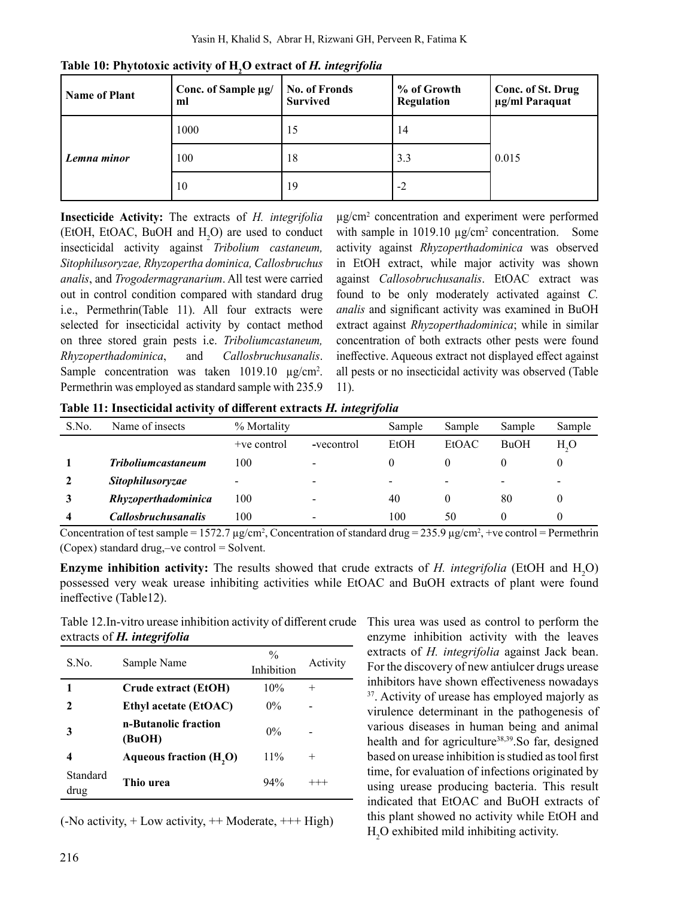**Table 10: Phytotoxic activity of $H_2O$ extract of *H. integrifolia***

| Name of Plant | Conc. of Sample µg/ml | No. of Fronds Survived | % of Growth Regulation | Conc. of St. Drug µg/ml Paraquat |
|---|---|---|---|---|
| ***Lemna minor*** | 1000 | 15 | 14 | 0.015 |
| | 100 | 18 | 3.3 | |
| | 10 | 19 | -2 | |

**Insecticide Activity:** The extracts of *H. integrifolia* (EtOH, EtOAC, BuOH and $H_2O$) are used to conduct insecticidal activity against *Tribolium castaneum, Sitophilusoryzae, Rhyzopertha dominica, Callosbruchus analis*, and *Trogodermagranarium*. All test were carried out in control condition compared with standard drug i.e., Permethrin(Table 11). All four extracts were selected for insecticidal activity by contact method on three stored grain pests i.e. *Triboliumcastaneum, Rhyzoperthadominica*, and *Callosbruchusanalis*. Sample concentration was taken 1019.10 µg/cm$^2$. Permethrin was employed as standard sample with 235.9 µg/cm$^2$ concentration and experiment were performed with sample in 1019.10 µg/cm$^2$ concentration. Some activity against *Rhyzoperthadominica* was observed in EtOH extract, while major activity was shown against *Callosobruchusanalis*. EtOAC extract was found to be only moderately activated against *C. analis* and significant activity was examined in BuOH extract against *Rhyzoperthadominica*; while in similar concentration of both extracts other pests were found ineffective. Aqueous extract not displayed effect against all pests or no insecticidal activity was observed (Table 11).

**Table 11: Insecticidal activity of different extracts *H. integrifolia***

| S.No. | Name of insects | % Mortality | | Sample | Sample | Sample | Sample |
|---|---|---|---|---|---|---|---|
| | | +ve control | -vecontrol | EtOH | EtOAC | BuOH | $H_2O$ |
| **1** | ***Triboliumcastaneum*** | 100 | - | 0 | 0 | 0 | 0 |
| **2** | ***Sitophilusoryzae*** | - | - | - | - | - | - |
| **3** | ***Rhyzoperthadominica*** | 100 | - | 40 | 0 | 80 | 0 |
| **4** | ***Callosbruchusanalis*** | 100 | - | 100 | 50 | 0 | 0 |

Concentration of test sample = 1572.7 µg/cm$^2$, Concentration of standard drug = 235.9 µg/cm$^2$, +ve control = Permethrin (Copex) standard drug,–ve control = Solvent.

**Enzyme inhibition activity:** The results showed that crude extracts of *H. integrifolia* (EtOH and $H_2O$) possessed very weak urease inhibiting activities while EtOAC and BuOH extracts of plant were found ineffective (Table12).

Table 12.In-vitro urease inhibition activity of different crude extracts of ***H. integrifolia***

| S.No. | Sample Name | % Inhibition | Activity |
|---|---|---|---|
| **1** | **Crude extract (EtOH)** | 10% | + |
| **2** | **Ethyl acetate (EtOAC)** | 0% | - |
| **3** | **n-Butanolic fraction (BuOH)** | 0% | - |
| **4** | **Aqueous fraction ($H_2O$)** | 11% | + |
| Standard drug | **Thio urea** | 94% | +++ |

(-No activity, + Low activity, ++ Moderate, +++ High)

This urea was used as control to perform the enzyme inhibition activity with the leaves extracts of *H. integrifolia* against Jack bean. For the discovery of new antiulcer drugs urease inhibitors have shown effectiveness nowadays [37]. Activity of urease has employed majorly as virulence determinant in the pathogenesis of various diseases in human being and animal health and for agriculture[38,39].So far, designed based on urease inhibition is studied as tool first time, for evaluation of infections originated by using urease producing bacteria. This result indicated that EtOAC and BuOH extracts of this plant showed no activity while EtOH and $H_2O$ exhibited mild inhibiting activity.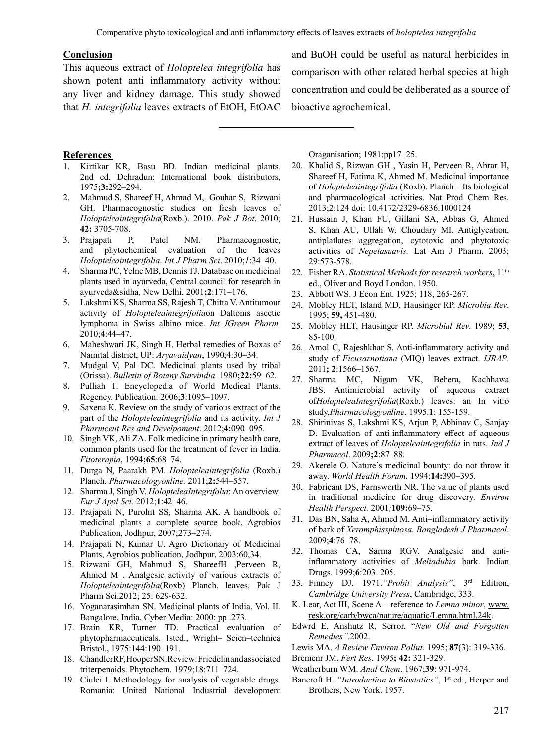## Conclusion

This aqueous extract of *Holoptelea integrifolia* has shown potent anti inflammatory activity without any liver and kidney damage. This study showed that *H. integrifolia* leaves extracts of EtOH, EtOAC and BuOH could be useful as natural herbicides in comparison with other related herbal species at high concentration and could be deliberated as a source of bioactive agrochemical.

---

## References

1. Kirtikar KR, Basu BD. Indian medicinal plants. 2nd ed. Dehradun: International book distributors, 1975**;3:**292–294.
2. Mahmud S, Shareef H, Ahmad M, Gouhar S, Rizwani GH. Pharmacognostic studies on fresh leaves of *Holopteleaintegrifolia*(Roxb.). 2010. *Pak J Bot*. 2010; **42:** 3705-708.
3. Prajapati P, Patel NM. Pharmacognostic, and phytochemical evaluation of the leaves *Holopteleaintegrifolia*. *Int J Pharm Sci*. 2010;*1*:34–40.
4. Sharma PC, Yelne MB, Dennis TJ. Database on medicinal plants used in ayurveda, Central council for research in ayurveda&sidha, New Delhi. 2001**;2**:171–176.
5. Lakshmi KS, Sharma SS, Rajesh T, Chitra V. Antitumour activity of *Holopteleaintegrifolia*on Daltonis ascetic lymphoma in Swiss albino mice. *Int JGreen Pharm.* 2010;**4**:44–47.
6. Maheshwari JK, Singh H. Herbal remedies of Boxas of Nainital district, UP: *Aryavaidyan*, 1990;4:30–34.
7. Mudgal V, Pal DC. Medicinal plants used by tribal (Orissa). *Bulletin of Botany Survindia.* 1980**;22:**59–62.
8. Pulliah T. Encyclopedia of World Medical Plants. Regency, Publication. 2006;**3**:1095–1097.
9. Saxena K. Review on the study of various extract of the part of the *Holopteleaintegrifolia* and its activity. *Int J Pharmceut Res and Develpoment*. 2012;**4:**090–095.
10. Singh VK, Ali ZA. Folk medicine in primary health care, common plants used for the treatment of fever in India. *Fitoterapia*, 1994**;65**:68–74.
11. Durga N, Paarakh PM. *Holopteleaintegrifolia* (Roxb.) Planch. *Pharmacologyonline.* 2011;**2:**544–557.
12. Sharma J, Singh V. *HolopteleaIntegrifolia*: An overview*, Eur J Appl Sci.* 2012;**1**:42–46.
13. Prajapati N, Purohit SS, Sharma AK. A handbook of medicinal plants a complete source book, Agrobios Publication, Jodhpur, 2007;273–274.
14. Prajapati N, Kumar U. Agro Dictionary of Medicinal Plants, Agrobios publication, Jodhpur, 2003;60,34.
15. Rizwani GH, Mahmud S, ShareefH ,Perveen R, Ahmed M . Analgesic activity of various extracts of *Holopteleaintegrifolia*(Roxb) Planch. leaves. Pak J Pharm Sci.2012; 25: 629-632.
16. Yoganarasimhan SN. Medicinal plants of India. Vol. II. Bangalore, India, Cyber Media: 2000: pp .273.
17. Brain KR, Turner TD. Practical evaluation of phytopharmaceuticals. 1sted., Wright– Scien–technica Bristol., 1975:144:190–191.
18. ChandlerRF,HooperSN.Review:Friedelinandassociated triterpenoids. Phytochem. 1979;18:711–724.
19. Ciulei I. Methodology for analysis of vegetable drugs. Romania: United National Industrial development Oraganisation; 1981:pp17–25.
20. Khalid S, Rizwan GH , Yasin H, Perveen R, Abrar H, Shareef H, Fatima K, Ahmed M. Medicinal importance of *Holopteleaintegrifolia* (Roxb). Planch – Its biological and pharmacological activities. Nat Prod Chem Res. 2013;2:124 doi: 10.4172/2329-6836.1000124
21. Hussain J, Khan FU, Gillani SA, Abbas G, Ahmed S, Khan AU, Ullah W, Choudary MI. Antiglycation, antiplatlates aggregation, cytotoxic and phytotoxic activities of *Nepetasuavis.* Lat Am J Pharm. 2003; 29:573-578.
22. Fisher RA. *Statistical Methods for research workers*, 11th ed., Oliver and Boyd London. 1950.
23. Abbott WS. J Econ Ent. 1925; 118, 265-267.
24. Mobley HLT, Island MD, Hausinger RP. *Microbia Rev*. 1995; **59,** 451-480.
25. Mobley HLT, Hausinger RP. *Microbial Rev.* 1989; **53**, 85-100.
26. Amol C, Rajeshkhar S. Anti-inflammatory activity and study of *Ficusarnotiana* (MIQ) leaves extract. *IJRAP*. 2011**; 2**:1566–1567.
27. Sharma MC, Nigam VK, Behera, Kachhawa JBS. Antimicrobial activity of aqueous extract of*HolopteleaIntegrifolia*(Roxb.) leaves: an In vitro study,*Pharmacologyonline*. 1995.**1**: 155-159.
28. Shirinivas S, Lakshmi KS, Arjun P, Abhinav C, Sanjay D. Evaluation of anti-inflammatory effect of aqueous extract of leaves of *Holopteleaintegrifolia* in rats. *Ind J Pharmacol*. 2009**;2**:87–88.
29. Akerele O. Nature's medicinal bounty: do not throw it away. *World Health Forum.* 1994;**14:**390–395.
30. Fabricant DS, Farnsworth NR. The value of plants used in traditional medicine for drug discovery. *Environ Health Perspect.* 2001*;***109:**69–75.
31. Das BN, Saha A, Ahmed M. Anti–inflammatory activity of bark of *Xeromphisspinosa. Bangladesh J Pharmacol*. 2009;**4**:76–78.
32. Thomas CA, Sarma RGV. Analgesic and anti-inflammatory activities of *Meliadubia* bark. Indian Drugs. 1999;**6**:203–205.
33. Finney DJ. 1971.*"Probit Analysis"*, 3rd Edition, *Cambridge University Press*, Cambridge, 333.

K. Lear, Act III, Scene A – reference to *Lemna minor*, www.resk.org/carb/bwca/nature/aquatic/Lemna.html.24k.

Edwrd E, Anshutz R, Serror. "*New Old and Forgotten Remedies"*.2002.

Lewis MA. *A Review Environ Pollut.* 1995; **87**(3): 319-336.

Bremenr JM. *Fert Res*. 1995**; 42:** 321-329.

Weatherburn WM. *Anal Chem*. 1967;**39**: 971-974.

Bancroft H. *"Introduction to Biostatics"*, 1st ed., Herper and Brothers, New York. 1957.